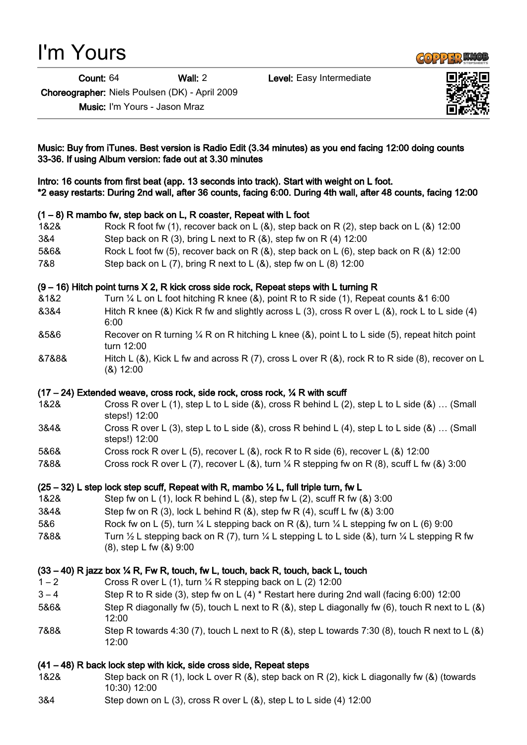# I'm Yours

**Count:** 64 **Wall:** 2 **Level:** Easy Intermediate

**Choreographer:** Niels Poulsen (DK) - April 2009

**Music:** I'm Yours - Jason Mraz

**Music: Buy from iTunes. Best version is Radio Edit (3.34 minutes) as you end facing 12:00 doing counts 33-36. If using Album version: fade out at 3.30 minutes**

**Intro: 16 counts from first beat (app. 13 seconds into track). Start with weight on L foot.**
**\*2 easy restarts: During 2nd wall, after 36 counts, facing 6:00. During 4th wall, after 48 counts, facing 12:00**

**(1 – 8) R mambo fw, step back on L, R coaster, Repeat with L foot**

| | |
|---|---|
| 1&2& | Rock R foot fw (1), recover back on L (&), step back on R (2), step back on L (&) 12:00 |
| 3&4 | Step back on R (3), bring L next to R (&), step fw on R (4) 12:00 |
| 5&6& | Rock L foot fw (5), recover back on R (&), step back on L (6), step back on R (&) 12:00 |
| 7&8 | Step back on L (7), bring R next to L (&), step fw on L (8) 12:00 |

**(9 – 16) Hitch point turns X 2, R kick cross side rock, Repeat steps with L turning R**

| | |
|---|---|
| &1&2 | Turn ¼ L on L foot hitching R knee (&), point R to R side (1), Repeat counts &1 6:00 |
| &3&4 | Hitch R knee (&) Kick R fw and slightly across L (3), cross R over L (&), rock L to L side (4) 6:00 |
| &5&6 | Recover on R turning ¼ R on R hitching L knee (&), point L to L side (5), repeat hitch point turn 12:00 |
| &7&8& | Hitch L (&), Kick L fw and across R (7), cross L over R (&), rock R to R side (8), recover on L (&) 12:00 |

**(17 – 24) Extended weave, cross rock, side rock, cross rock, ¼ R with scuff**

| | |
|---|---|
| 1&2& | Cross R over L (1), step L to L side (&), cross R behind L (2), step L to L side (&) … (Small steps!) 12:00 |
| 3&4& | Cross R over L (3), step L to L side (&), cross R behind L (4), step L to L side (&) … (Small steps!) 12:00 |
| 5&6& | Cross rock R over L (5), recover L (&), rock R to R side (6), recover L (&) 12:00 |
| 7&8& | Cross rock R over L (7), recover L (&), turn ¼ R stepping fw on R (8), scuff L fw (&) 3:00 |

**(25 – 32) L step lock step scuff, Repeat with R, mambo ½ L, full triple turn, fw L**

| | |
|---|---|
| 1&2& | Step fw on L (1), lock R behind L (&), step fw L (2), scuff R fw (&) 3:00 |
| 3&4& | Step fw on R (3), lock L behind R (&), step fw R (4), scuff L fw (&) 3:00 |
| 5&6 | Rock fw on L (5), turn ¼ L stepping back on R (&), turn ¼ L stepping fw on L (6) 9:00 |
| 7&8& | Turn ½ L stepping back on R (7), turn ¼ L stepping L to L side (&), turn ¼ L stepping R fw (8), step L fw (&) 9:00 |

**(33 – 40) R jazz box ¼ R, Fw R, touch, fw L, touch, back R, touch, back L, touch**

| | |
|---|---|
| 1 – 2 | Cross R over L (1), turn ¼ R stepping back on L (2) 12:00 |
| 3 – 4 | Step R to R side (3), step fw on L (4) \* Restart here during 2nd wall (facing 6:00) 12:00 |
| 5&6& | Step R diagonally fw (5), touch L next to R (&), step L diagonally fw (6), touch R next to L (&) 12:00 |
| 7&8& | Step R towards 4:30 (7), touch L next to R (&), step L towards 7:30 (8), touch R next to L (&) 12:00 |

**(41 – 48) R back lock step with kick, side cross side, Repeat steps**

| | |
|---|---|
| 1&2& | Step back on R (1), lock L over R (&), step back on R (2), kick L diagonally fw (&) (towards 10:30) 12:00 |
| 3&4 | Step down on L (3), cross R over L (&), step L to L side (4) 12:00 |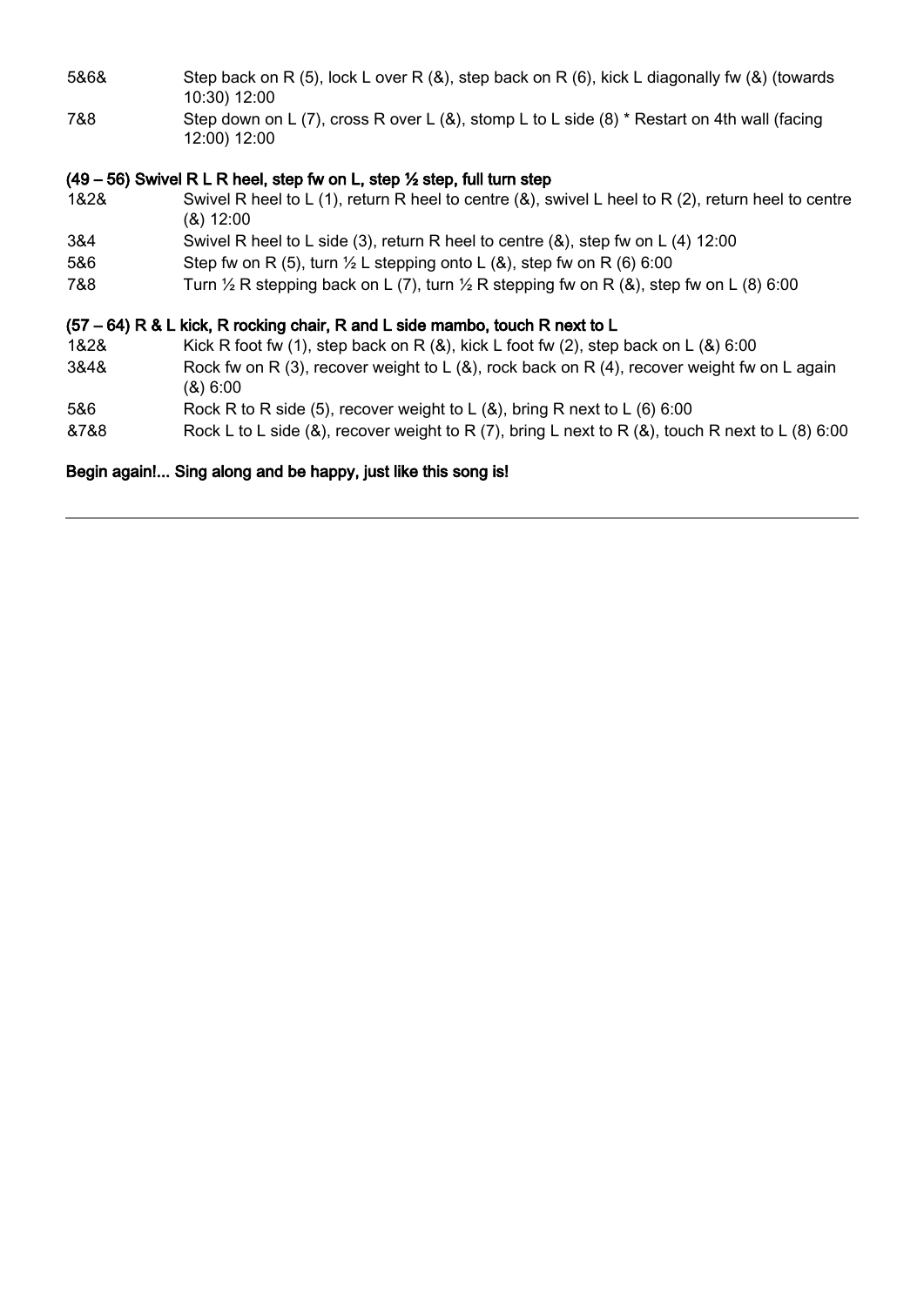5&6& Step back on R (5), lock L over R (&), step back on R (6), kick L diagonally fw (&) (towards 10:30) 12:00

7&8 Step down on L (7), cross R over L (&), stomp L to L side (8) * Restart on 4th wall (facing 12:00) 12:00

**(49 – 56) Swivel R L R heel, step fw on L, step ½ step, full turn step**

1&2& Swivel R heel to L (1), return R heel to centre (&), swivel L heel to R (2), return heel to centre (&) 12:00

3&4 Swivel R heel to L side (3), return R heel to centre (&), step fw on L (4) 12:00

5&6 Step fw on R (5), turn ½ L stepping onto L (&), step fw on R (6) 6:00

7&8 Turn ½ R stepping back on L (7), turn ½ R stepping fw on R (&), step fw on L (8) 6:00

**(57 – 64) R & L kick, R rocking chair, R and L side mambo, touch R next to L**

1&2& Kick R foot fw (1), step back on R (&), kick L foot fw (2), step back on L (&) 6:00

3&4& Rock fw on R (3), recover weight to L (&), rock back on R (4), recover weight fw on L again (&) 6:00

5&6 Rock R to R side (5), recover weight to L (&), bring R next to L (6) 6:00

&7&8 Rock L to L side (&), recover weight to R (7), bring L next to R (&), touch R next to L (8) 6:00

**Begin again!... Sing along and be happy, just like this song is!**